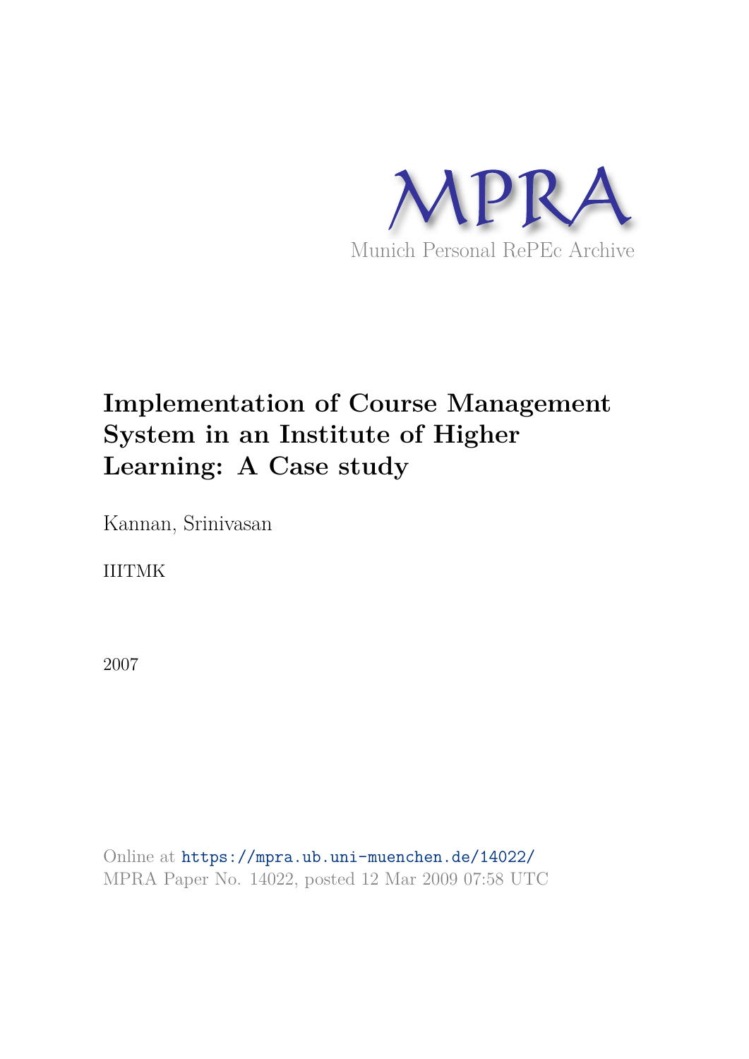MPRA

Munich Personal RePEc Archive

# Implementation of Course Management System in an Institute of Higher Learning: A Case study

Kannan, Srinivasan

IIITMK

2007

Online at https://mpra.ub.uni-muenchen.de/14022/
MPRA Paper No. 14022, posted 12 Mar 2009 07:58 UTC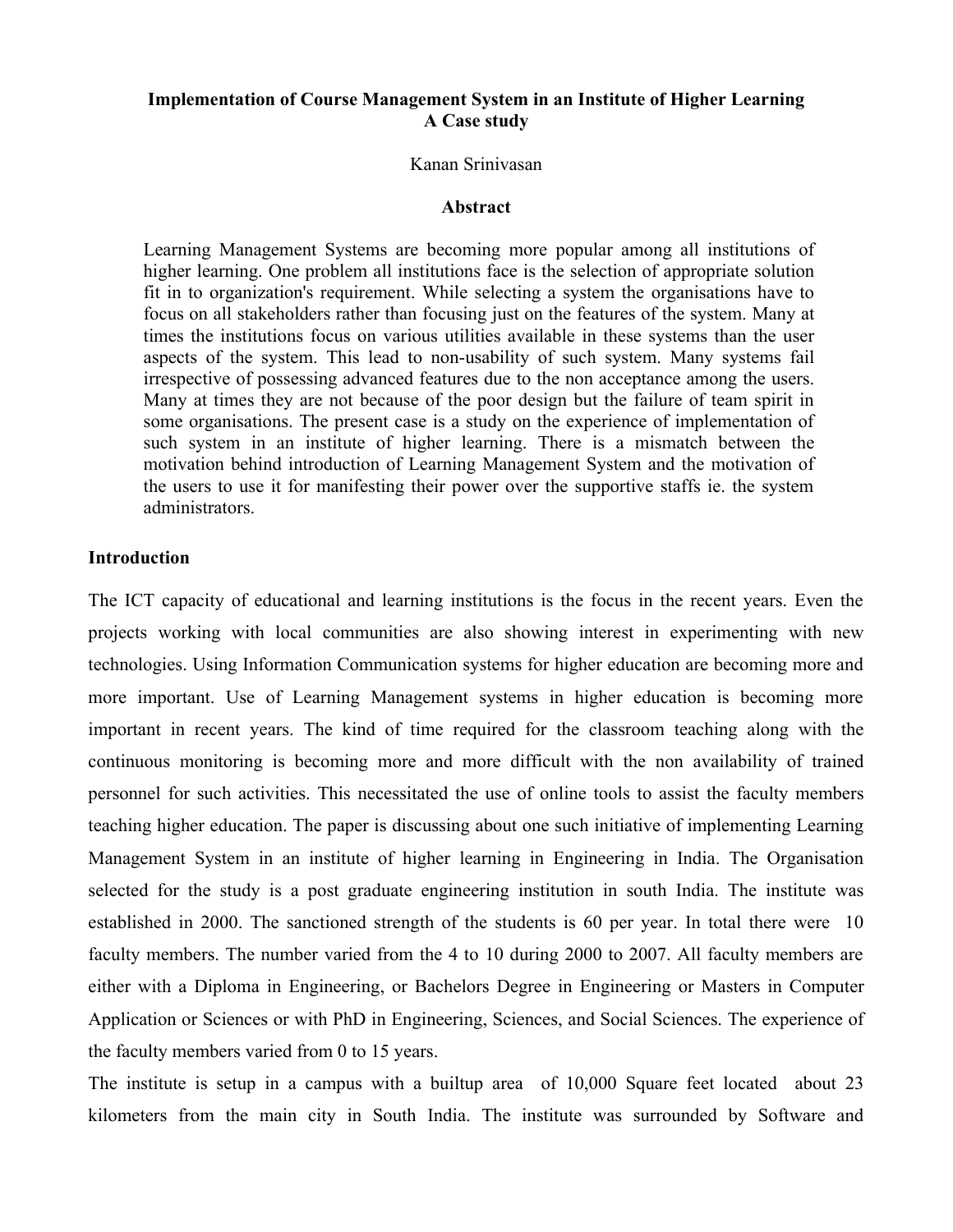**Implementation of Course Management System in an Institute of Higher Learning**
**A Case study**

Kanan Srinivasan

**Abstract**

Learning Management Systems are becoming more popular among all institutions of higher learning. One problem all institutions face is the selection of appropriate solution fit in to organization's requirement. While selecting a system the organisations have to focus on all stakeholders rather than focusing just on the features of the system. Many at times the institutions focus on various utilities available in these systems than the user aspects of the system. This lead to non-usability of such system. Many systems fail irrespective of possessing advanced features due to the non acceptance among the users. Many at times they are not because of the poor design but the failure of team spirit in some organisations. The present case is a study on the experience of implementation of such system in an institute of higher learning. There is a mismatch between the motivation behind introduction of Learning Management System and the motivation of the users to use it for manifesting their power over the supportive staffs ie. the system administrators.

## Introduction

The ICT capacity of educational and learning institutions is the focus in the recent years. Even the projects working with local communities are also showing interest in experimenting with new technologies. Using Information Communication systems for higher education are becoming more and more important. Use of Learning Management systems in higher education is becoming more important in recent years. The kind of time required for the classroom teaching along with the continuous monitoring is becoming more and more difficult with the non availability of trained personnel for such activities. This necessitated the use of online tools to assist the faculty members teaching higher education. The paper is discussing about one such initiative of implementing Learning Management System in an institute of higher learning in Engineering in India. The Organisation selected for the study is a post graduate engineering institution in south India. The institute was established in 2000. The sanctioned strength of the students is 60 per year. In total there were 10 faculty members. The number varied from the 4 to 10 during 2000 to 2007. All faculty members are either with a Diploma in Engineering, or Bachelors Degree in Engineering or Masters in Computer Application or Sciences or with PhD in Engineering, Sciences, and Social Sciences. The experience of the faculty members varied from 0 to 15 years.

The institute is setup in a campus with a builtup area of 10,000 Square feet located about 23 kilometers from the main city in South India. The institute was surrounded by Software and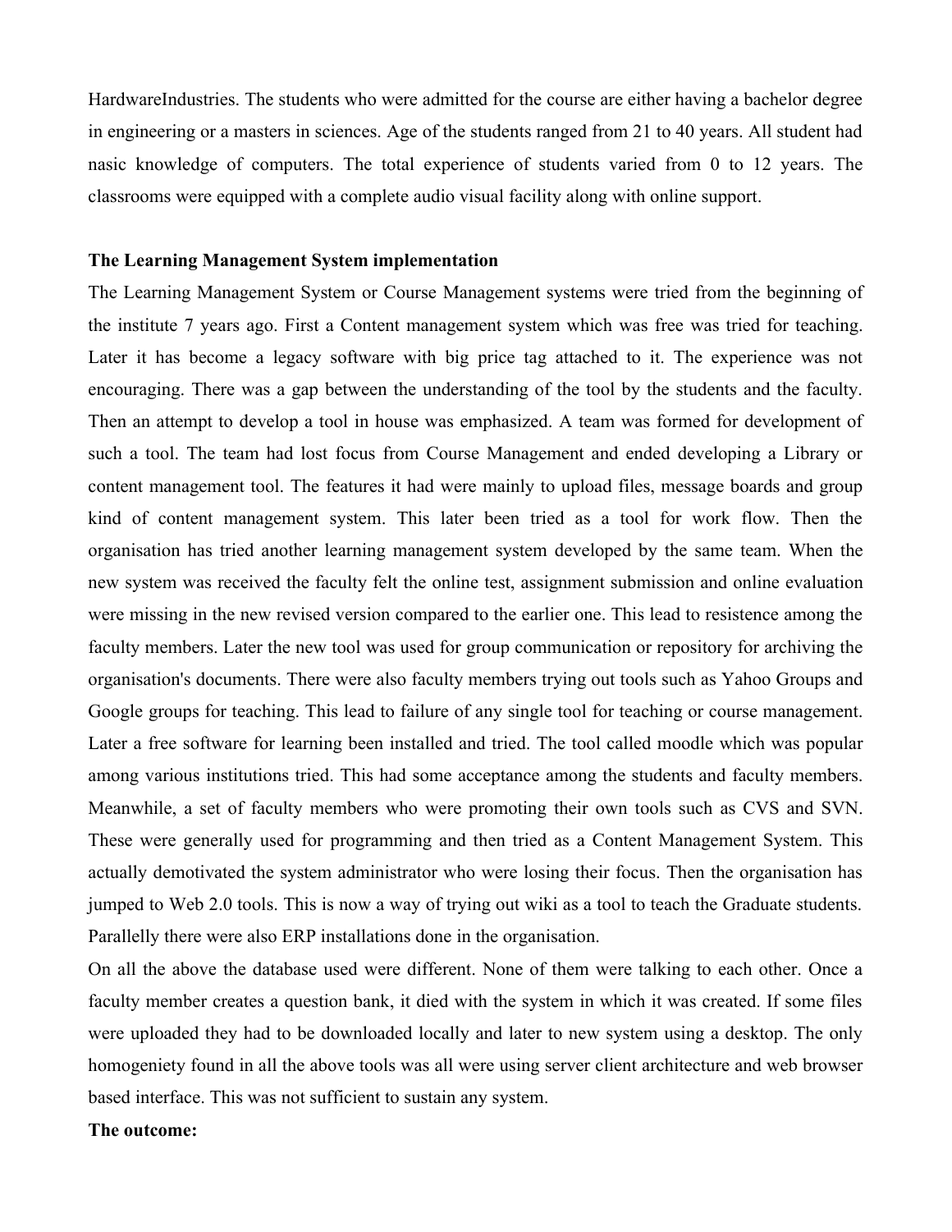HardwareIndustries. The students who were admitted for the course are either having a bachelor degree in engineering or a masters in sciences. Age of the students ranged from 21 to 40 years. All student had nasic knowledge of computers. The total experience of students varied from 0 to 12 years. The classrooms were equipped with a complete audio visual facility along with online support.

**The Learning Management System implementation**

The Learning Management System or Course Management systems were tried from the beginning of the institute 7 years ago. First a Content management system which was free was tried for teaching. Later it has become a legacy software with big price tag attached to it. The experience was not encouraging. There was a gap between the understanding of the tool by the students and the faculty. Then an attempt to develop a tool in house was emphasized. A team was formed for development of such a tool. The team had lost focus from Course Management and ended developing a Library or content management tool. The features it had were mainly to upload files, message boards and group kind of content management system. This later been tried as a tool for work flow. Then the organisation has tried another learning management system developed by the same team. When the new system was received the faculty felt the online test, assignment submission and online evaluation were missing in the new revised version compared to the earlier one. This lead to resistence among the faculty members. Later the new tool was used for group communication or repository for archiving the organisation's documents. There were also faculty members trying out tools such as Yahoo Groups and Google groups for teaching. This lead to failure of any single tool for teaching or course management. Later a free software for learning been installed and tried. The tool called moodle which was popular among various institutions tried. This had some acceptance among the students and faculty members. Meanwhile, a set of faculty members who were promoting their own tools such as CVS and SVN. These were generally used for programming and then tried as a Content Management System. This actually demotivated the system administrator who were losing their focus. Then the organisation has jumped to Web 2.0 tools. This is now a way of trying out wiki as a tool to teach the Graduate students. Parallelly there were also ERP installations done in the organisation.

On all the above the database used were different. None of them were talking to each other. Once a faculty member creates a question bank, it died with the system in which it was created. If some files were uploaded they had to be downloaded locally and later to new system using a desktop. The only homogeniety found in all the above tools was all were using server client architecture and web browser based interface. This was not sufficient to sustain any system.

**The outcome:**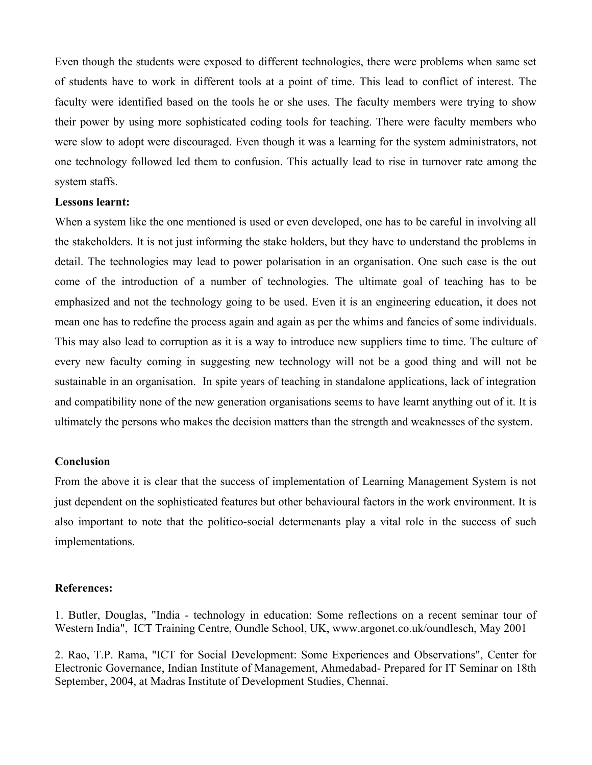Even though the students were exposed to different technologies, there were problems when same set of students have to work in different tools at a point of time. This lead to conflict of interest. The faculty were identified based on the tools he or she uses. The faculty members were trying to show their power by using more sophisticated coding tools for teaching. There were faculty members who were slow to adopt were discouraged. Even though it was a learning for the system administrators, not one technology followed led them to confusion. This actually lead to rise in turnover rate among the system staffs.

**Lessons learnt:**

When a system like the one mentioned is used or even developed, one has to be careful in involving all the stakeholders. It is not just informing the stake holders, but they have to understand the problems in detail. The technologies may lead to power polarisation in an organisation. One such case is the out come of the introduction of a number of technologies. The ultimate goal of teaching has to be emphasized and not the technology going to be used. Even it is an engineering education, it does not mean one has to redefine the process again and again as per the whims and fancies of some individuals. This may also lead to corruption as it is a way to introduce new suppliers time to time. The culture of every new faculty coming in suggesting new technology will not be a good thing and will not be sustainable in an organisation. In spite years of teaching in standalone applications, lack of integration and compatibility none of the new generation organisations seems to have learnt anything out of it. It is ultimately the persons who makes the decision matters than the strength and weaknesses of the system.

## Conclusion

From the above it is clear that the success of implementation of Learning Management System is not just dependent on the sophisticated features but other behavioural factors in the work environment. It is also important to note that the politico-social determenants play a vital role in the success of such implementations.

## References:

1. Butler, Douglas, "India - technology in education: Some reflections on a recent seminar tour of Western India", ICT Training Centre, Oundle School, UK, www.argonet.co.uk/oundlesch, May 2001

2. Rao, T.P. Rama, "ICT for Social Development: Some Experiences and Observations", Center for Electronic Governance, Indian Institute of Management, Ahmedabad- Prepared for IT Seminar on 18th September, 2004, at Madras Institute of Development Studies, Chennai.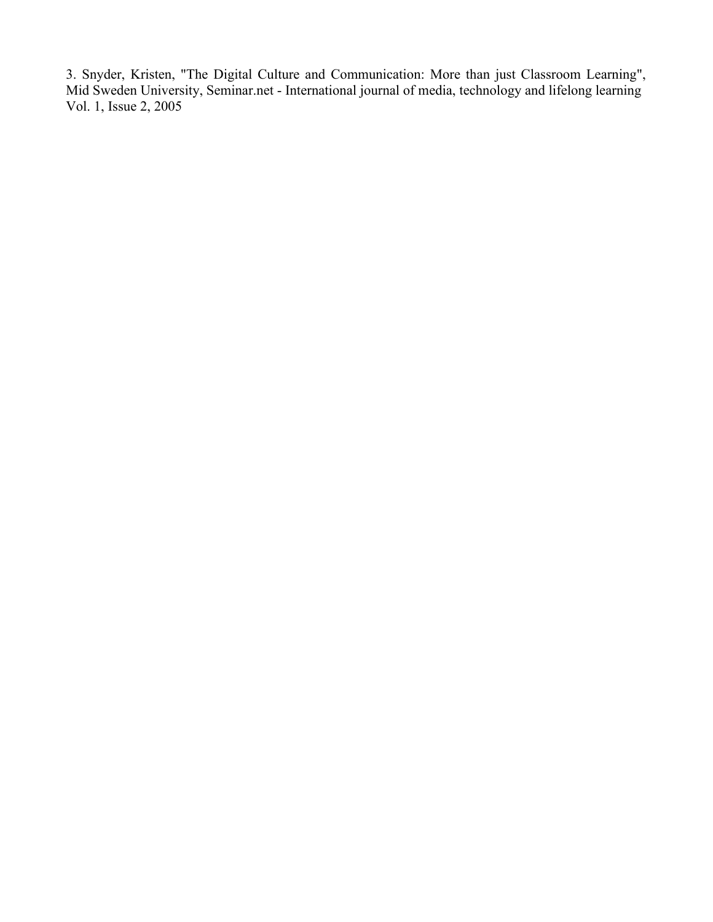3. Snyder, Kristen, "The Digital Culture and Communication: More than just Classroom Learning", Mid Sweden University, Seminar.net - International journal of media, technology and lifelong learning Vol. 1, Issue 2, 2005